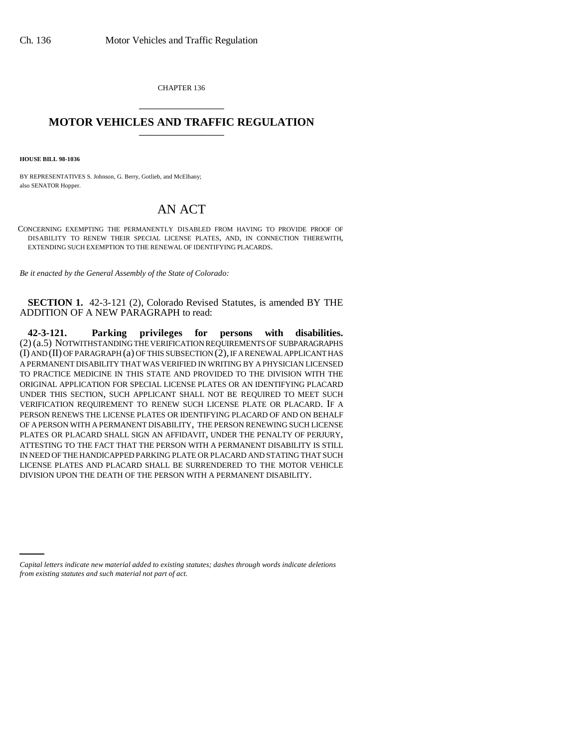CHAPTER 136

# MOTOR VEHICLES AND TRAFFIC REGULATION

**HOUSE BILL 98-1036**

BY REPRESENTATIVES S. Johnson, G. Berry, Gotlieb, and McElhany;
also SENATOR Hopper.

## AN ACT

CONCERNING EXEMPTING THE PERMANENTLY DISABLED FROM HAVING TO PROVIDE PROOF OF DISABILITY TO RENEW THEIR SPECIAL LICENSE PLATES, AND, IN CONNECTION THEREWITH, EXTENDING SUCH EXEMPTION TO THE RENEWAL OF IDENTIFYING PLACARDS.

*Be it enacted by the General Assembly of the State of Colorado:*

**SECTION 1.** 42-3-121 (2), Colorado Revised Statutes, is amended BY THE ADDITION OF A NEW PARAGRAPH to read:

**42-3-121. Parking privileges for persons with disabilities.** (2) (a.5) NOTWITHSTANDING THE VERIFICATION REQUIREMENTS OF SUBPARAGRAPHS (I) AND (II) OF PARAGRAPH (a) OF THIS SUBSECTION (2), IF A RENEWAL APPLICANT HAS A PERMANENT DISABILITY THAT WAS VERIFIED IN WRITING BY A PHYSICIAN LICENSED TO PRACTICE MEDICINE IN THIS STATE AND PROVIDED TO THE DIVISION WITH THE ORIGINAL APPLICATION FOR SPECIAL LICENSE PLATES OR AN IDENTIFYING PLACARD UNDER THIS SECTION, SUCH APPLICANT SHALL NOT BE REQUIRED TO MEET SUCH VERIFICATION REQUIREMENT TO RENEW SUCH LICENSE PLATE OR PLACARD. IF A PERSON RENEWS THE LICENSE PLATES OR IDENTIFYING PLACARD OF AND ON BEHALF OF A PERSON WITH A PERMANENT DISABILITY, THE PERSON RENEWING SUCH LICENSE PLATES OR PLACARD SHALL SIGN AN AFFIDAVIT, UNDER THE PENALTY OF PERJURY, ATTESTING TO THE FACT THAT THE PERSON WITH A PERMANENT DISABILITY IS STILL IN NEED OF THE HANDICAPPED PARKING PLATE OR PLACARD AND STATING THAT SUCH LICENSE PLATES AND PLACARD SHALL BE SURRENDERED TO THE MOTOR VEHICLE DIVISION UPON THE DEATH OF THE PERSON WITH A PERMANENT DISABILITY.

*Capital letters indicate new material added to existing statutes; dashes through words indicate deletions from existing statutes and such material not part of act.*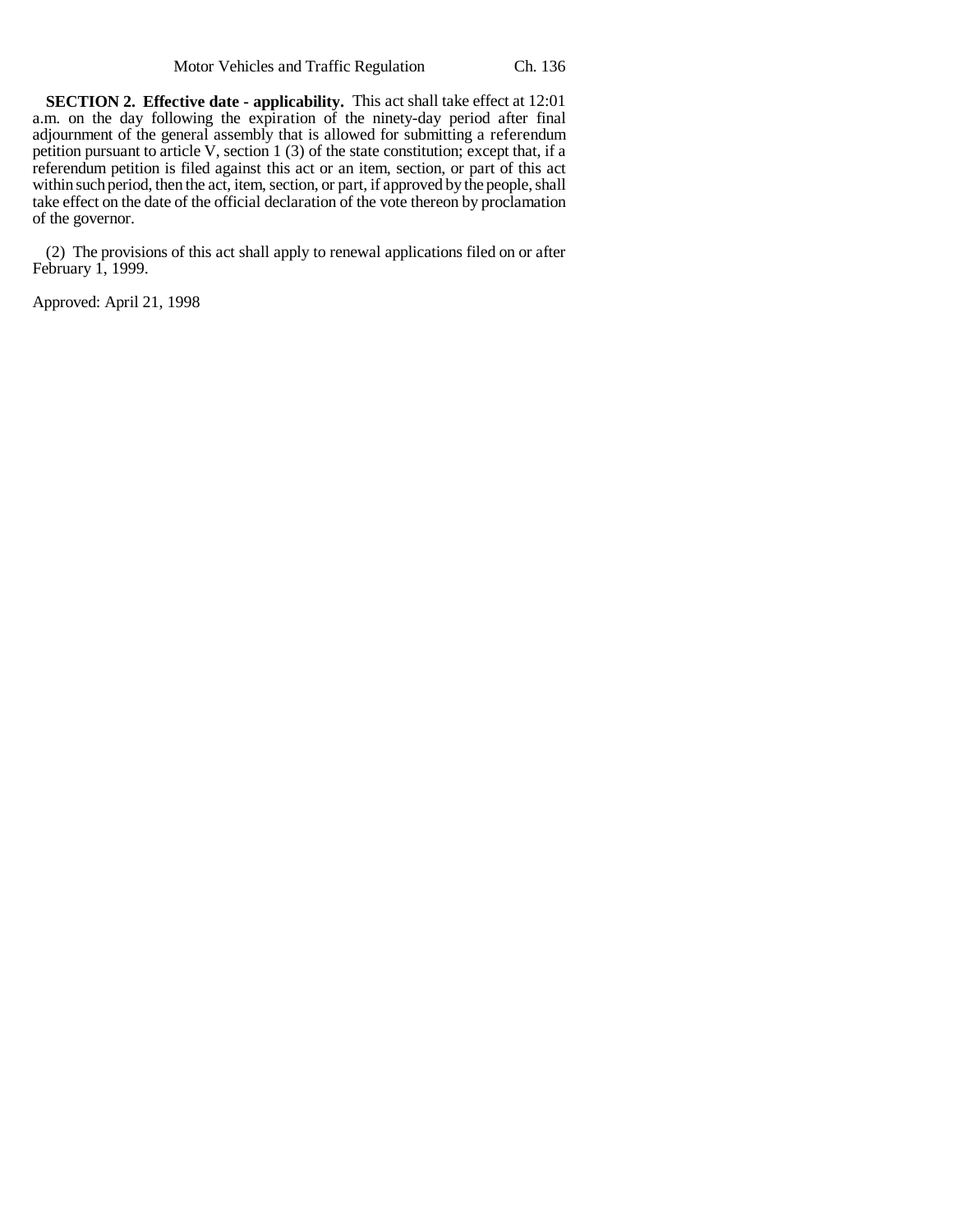**SECTION 2. Effective date - applicability.** This act shall take effect at 12:01 a.m. on the day following the expiration of the ninety-day period after final adjournment of the general assembly that is allowed for submitting a referendum petition pursuant to article V, section 1 (3) of the state constitution; except that, if a referendum petition is filed against this act or an item, section, or part of this act within such period, then the act, item, section, or part, if approved by the people, shall take effect on the date of the official declaration of the vote thereon by proclamation of the governor.

(2) The provisions of this act shall apply to renewal applications filed on or after February 1, 1999.

Approved: April 21, 1998